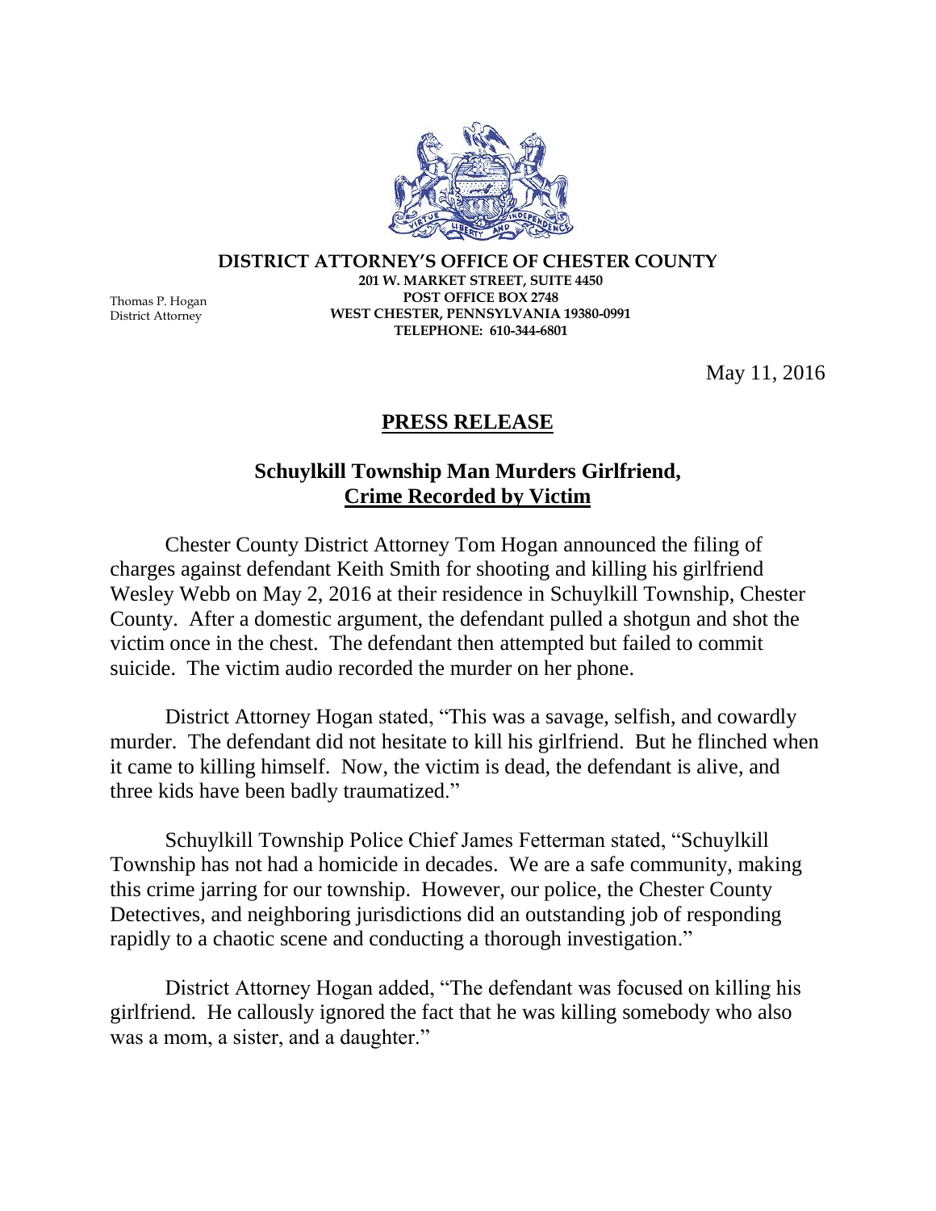**DISTRICT ATTORNEY'S OFFICE OF CHESTER COUNTY**
**201 W. MARKET STREET, SUITE 4450**
**POST OFFICE BOX 2748**
**WEST CHESTER, PENNSYLVANIA 19380-0991**
**TELEPHONE: 610-344-6801**

Thomas P. Hogan
District Attorney

May 11, 2016

# PRESS RELEASE

## Schuylkill Township Man Murders Girlfriend, Crime Recorded by Victim

Chester County District Attorney Tom Hogan announced the filing of charges against defendant Keith Smith for shooting and killing his girlfriend Wesley Webb on May 2, 2016 at their residence in Schuylkill Township, Chester County. After a domestic argument, the defendant pulled a shotgun and shot the victim once in the chest. The defendant then attempted but failed to commit suicide. The victim audio recorded the murder on her phone.

District Attorney Hogan stated, "This was a savage, selfish, and cowardly murder. The defendant did not hesitate to kill his girlfriend. But he flinched when it came to killing himself. Now, the victim is dead, the defendant is alive, and three kids have been badly traumatized."

Schuylkill Township Police Chief James Fetterman stated, "Schuylkill Township has not had a homicide in decades. We are a safe community, making this crime jarring for our township. However, our police, the Chester County Detectives, and neighboring jurisdictions did an outstanding job of responding rapidly to a chaotic scene and conducting a thorough investigation."

District Attorney Hogan added, "The defendant was focused on killing his girlfriend. He callously ignored the fact that he was killing somebody who also was a mom, a sister, and a daughter."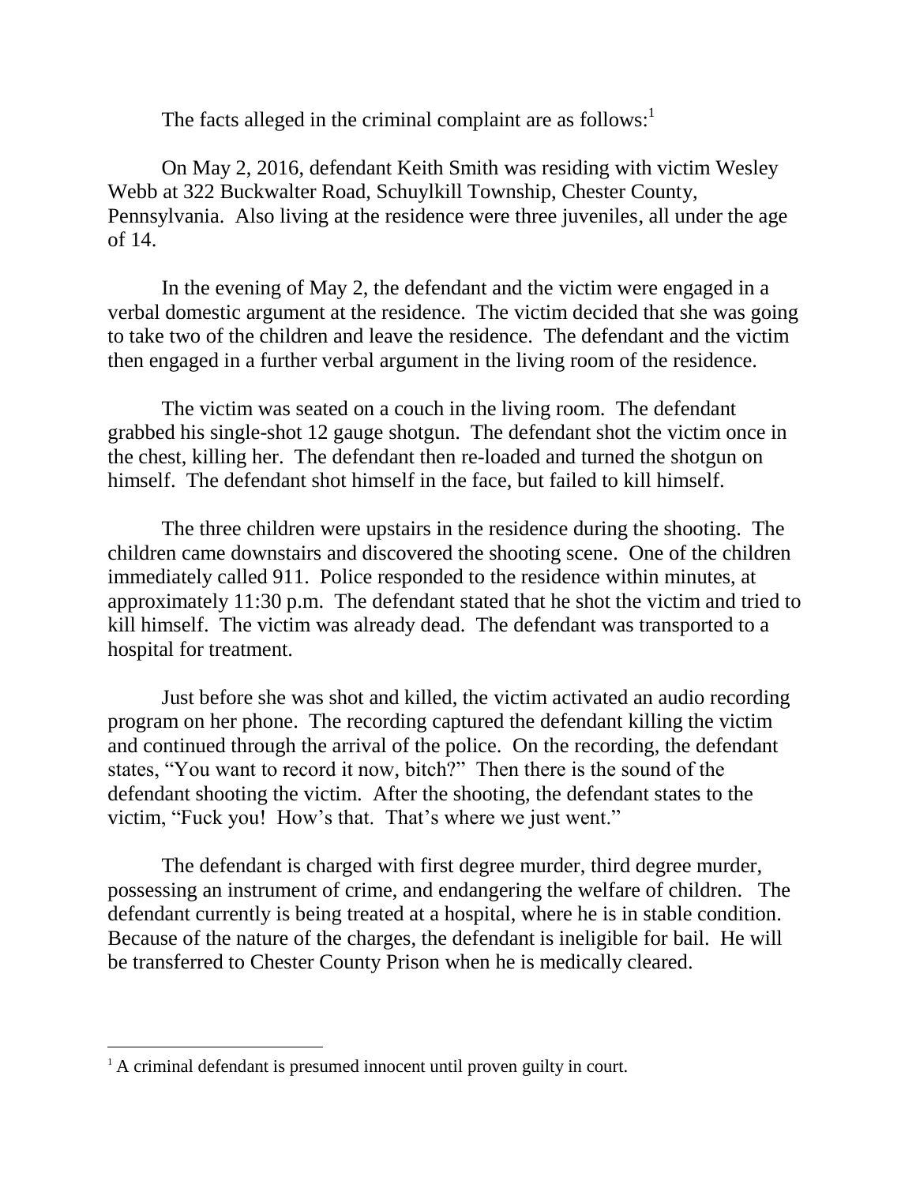The facts alleged in the criminal complaint are as follows:[1]

On May 2, 2016, defendant Keith Smith was residing with victim Wesley Webb at 322 Buckwalter Road, Schuylkill Township, Chester County, Pennsylvania. Also living at the residence were three juveniles, all under the age of 14.

In the evening of May 2, the defendant and the victim were engaged in a verbal domestic argument at the residence. The victim decided that she was going to take two of the children and leave the residence. The defendant and the victim then engaged in a further verbal argument in the living room of the residence.

The victim was seated on a couch in the living room. The defendant grabbed his single-shot 12 gauge shotgun. The defendant shot the victim once in the chest, killing her. The defendant then re-loaded and turned the shotgun on himself. The defendant shot himself in the face, but failed to kill himself.

The three children were upstairs in the residence during the shooting. The children came downstairs and discovered the shooting scene. One of the children immediately called 911. Police responded to the residence within minutes, at approximately 11:30 p.m. The defendant stated that he shot the victim and tried to kill himself. The victim was already dead. The defendant was transported to a hospital for treatment.

Just before she was shot and killed, the victim activated an audio recording program on her phone. The recording captured the defendant killing the victim and continued through the arrival of the police. On the recording, the defendant states, "You want to record it now, bitch?" Then there is the sound of the defendant shooting the victim. After the shooting, the defendant states to the victim, "Fuck you! How's that. That's where we just went."

The defendant is charged with first degree murder, third degree murder, possessing an instrument of crime, and endangering the welfare of children. The defendant currently is being treated at a hospital, where he is in stable condition. Because of the nature of the charges, the defendant is ineligible for bail. He will be transferred to Chester County Prison when he is medically cleared.

---

[1] A criminal defendant is presumed innocent until proven guilty in court.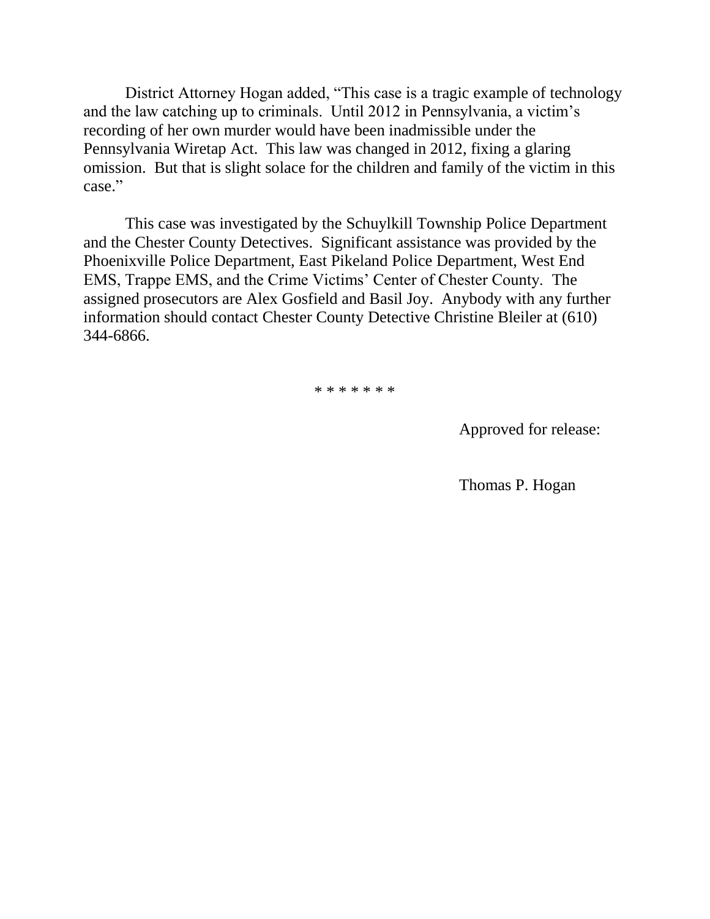District Attorney Hogan added, "This case is a tragic example of technology and the law catching up to criminals. Until 2012 in Pennsylvania, a victim's recording of her own murder would have been inadmissible under the Pennsylvania Wiretap Act. This law was changed in 2012, fixing a glaring omission. But that is slight solace for the children and family of the victim in this case."

This case was investigated by the Schuylkill Township Police Department and the Chester County Detectives. Significant assistance was provided by the Phoenixville Police Department, East Pikeland Police Department, West End EMS, Trappe EMS, and the Crime Victims' Center of Chester County. The assigned prosecutors are Alex Gosfield and Basil Joy. Anybody with any further information should contact Chester County Detective Christine Bleiler at (610) 344-6866.

* * * * * * *

Approved for release:

Thomas P. Hogan